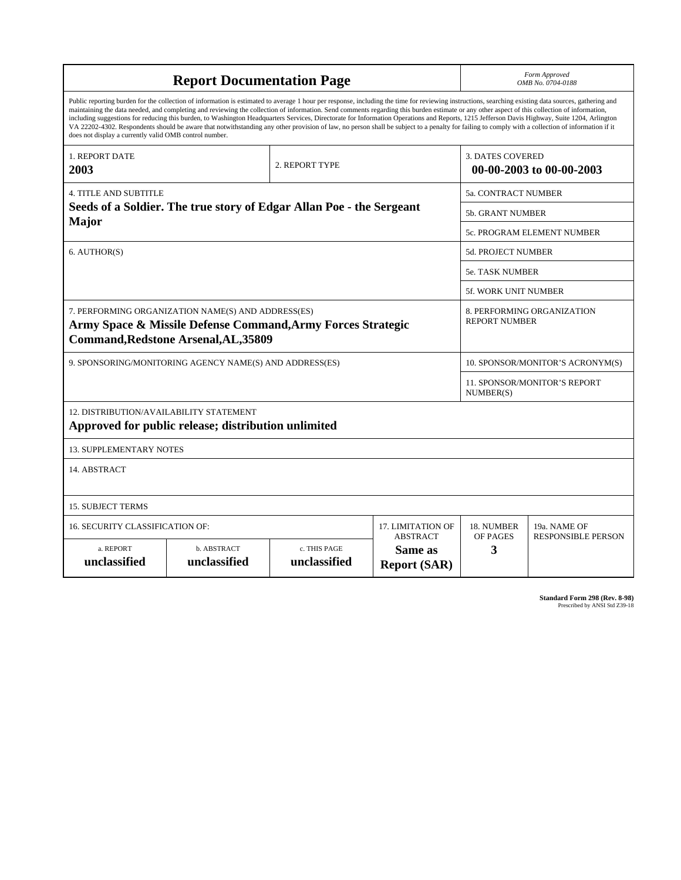# Report Documentation Page

*Form Approved*
*OMB No. 0704-0188*

Public reporting burden for the collection of information is estimated to average 1 hour per response, including the time for reviewing instructions, searching existing data sources, gathering and maintaining the data needed, and completing and reviewing the collection of information. Send comments regarding this burden estimate or any other aspect of this collection of information, including suggestions for reducing this burden, to Washington Headquarters Services, Directorate for Information Operations and Reports, 1215 Jefferson Davis Highway, Suite 1204, Arlington VA 22202-4302. Respondents should be aware that notwithstanding any other provision of law, no person shall be subject to a penalty for failing to comply with a collection of information if it does not display a currently valid OMB control number.

| | | |
|---|---|---|
| 1. REPORT DATE **2003** | 2. REPORT TYPE | 3. DATES COVERED **00-00-2003 to 00-00-2003** |

| | |
|---|---|
| 4. TITLE AND SUBTITLE **Seeds of a Soldier. The true story of Edgar Allan Poe - the Sergeant Major** | 5a. CONTRACT NUMBER |
| | 5b. GRANT NUMBER |
| | 5c. PROGRAM ELEMENT NUMBER |
| 6. AUTHOR(S) | 5d. PROJECT NUMBER |
| | 5e. TASK NUMBER |
| | 5f. WORK UNIT NUMBER |
| 7. PERFORMING ORGANIZATION NAME(S) AND ADDRESS(ES) **Army Space & Missile Defense Command,Army Forces Strategic Command,Redstone Arsenal,AL,35809** | 8. PERFORMING ORGANIZATION REPORT NUMBER |
| 9. SPONSORING/MONITORING AGENCY NAME(S) AND ADDRESS(ES) | 10. SPONSOR/MONITOR'S ACRONYM(S) |
| | 11. SPONSOR/MONITOR'S REPORT NUMBER(S) |

12. DISTRIBUTION/AVAILABILITY STATEMENT
**Approved for public release; distribution unlimited**

13. SUPPLEMENTARY NOTES

14. ABSTRACT

15. SUBJECT TERMS

| 16. SECURITY CLASSIFICATION OF: | | | 17. LIMITATION OF ABSTRACT | 18. NUMBER OF PAGES | 19a. NAME OF RESPONSIBLE PERSON |
|---|---|---|---|---|---|
| a. REPORT **unclassified** | b. ABSTRACT **unclassified** | c. THIS PAGE **unclassified** | **Same as Report (SAR)** | **3** | |

**Standard Form 298 (Rev. 8-98)**
Prescribed by ANSI Std Z39-18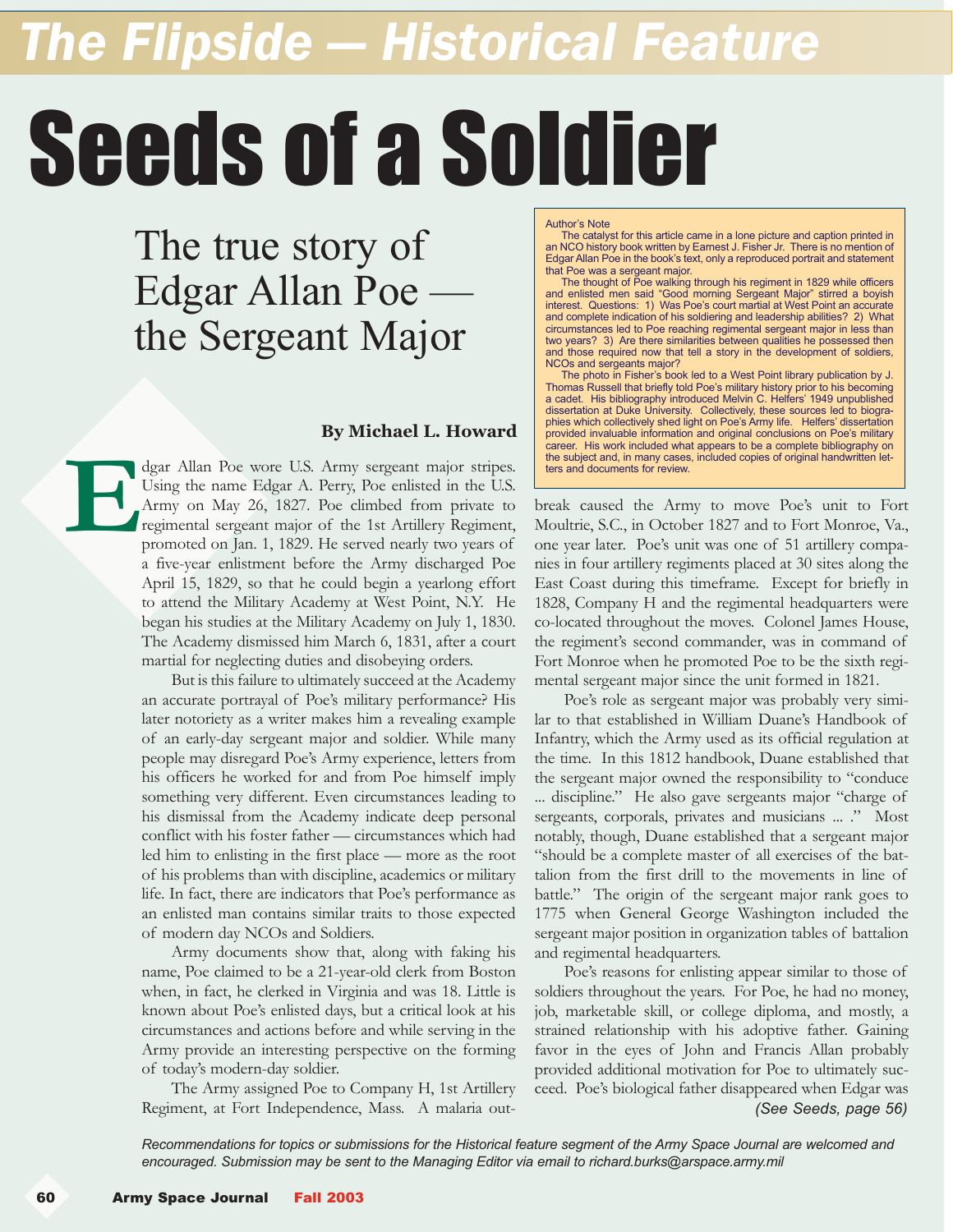# The Flipside — Historical Feature

# Seeds of a Soldier

## The true story of Edgar Allan Poe — the Sergeant Major

**By Michael L. Howard**

Edgar Allan Poe wore U.S. Army sergeant major stripes. Using the name Edgar A. Perry, Poe enlisted in the U.S. Army on May 26, 1827. Poe climbed from private to regimental sergeant major of the 1st Artillery Regiment, promoted on Jan. 1, 1829. He served nearly two years of a five-year enlistment before the Army discharged Poe April 15, 1829, so that he could begin a yearlong effort to attend the Military Academy at West Point, N.Y. He began his studies at the Military Academy on July 1, 1830. The Academy dismissed him March 6, 1831, after a court martial for neglecting duties and disobeying orders.

But is this failure to ultimately succeed at the Academy an accurate portrayal of Poe's military performance? His later notoriety as a writer makes him a revealing example of an early-day sergeant major and soldier. While many people may disregard Poe's Army experience, letters from his officers he worked for and from Poe himself imply something very different. Even circumstances leading to his dismissal from the Academy indicate deep personal conflict with his foster father — circumstances which had led him to enlisting in the first place — more as the root of his problems than with discipline, academics or military life. In fact, there are indicators that Poe's performance as an enlisted man contains similar traits to those expected of modern day NCOs and Soldiers.

Army documents show that, along with faking his name, Poe claimed to be a 21-year-old clerk from Boston when, in fact, he clerked in Virginia and was 18. Little is known about Poe's enlisted days, but a critical look at his circumstances and actions before and while serving in the Army provide an interesting perspective on the forming of today's modern-day soldier.

The Army assigned Poe to Company H, 1st Artillery Regiment, at Fort Independence, Mass. A malaria outbreak caused the Army to move Poe's unit to Fort Moultrie, S.C., in October 1827 and to Fort Monroe, Va., one year later. Poe's unit was one of 51 artillery companies in four artillery regiments placed at 30 sites along the East Coast during this timeframe. Except for briefly in 1828, Company H and the regimental headquarters were co-located throughout the moves. Colonel James House, the regiment's second commander, was in command of Fort Monroe when he promoted Poe to be the sixth regimental sergeant major since the unit formed in 1821.

Poe's role as sergeant major was probably very similar to that established in William Duane's Handbook of Infantry, which the Army used as its official regulation at the time. In this 1812 handbook, Duane established that the sergeant major owned the responsibility to "conduce ... discipline." He also gave sergeants major "charge of sergeants, corporals, privates and musicians ... ." Most notably, though, Duane established that a sergeant major "should be a complete master of all exercises of the battalion from the first drill to the movements in line of battle." The origin of the sergeant major rank goes to 1775 when General George Washington included the sergeant major position in organization tables of battalion and regimental headquarters.

Poe's reasons for enlisting appear similar to those of soldiers throughout the years. For Poe, he had no money, job, marketable skill, or college diploma, and mostly, a strained relationship with his adoptive father. Gaining favor in the eyes of John and Francis Allan probably provided additional motivation for Poe to ultimately succeed. Poe's biological father disappeared when Edgar was

*(See Seeds, page 56)*

---

Author's Note

The catalyst for this article came in a lone picture and caption printed in an NCO history book written by Earnest J. Fisher Jr. There is no mention of Edgar Allan Poe in the book's text, only a reproduced portrait and statement that Poe was a sergeant major.

The thought of Poe walking through his regiment in 1829 while officers and enlisted men said "Good morning Sergeant Major" stirred a boyish interest. Questions: 1) Was Poe's court martial at West Point an accurate and complete indication of his soldiering and leadership abilities? 2) What circumstances led to Poe reaching regimental sergeant major in less than two years? 3) Are there similarities between qualities he possessed then and those required now that tell a story in the development of soldiers, NCOs and sergeants major?

The photo in Fisher's book led to a West Point library publication by J. Thomas Russell that briefly told Poe's military history prior to his becoming a cadet. His bibliography introduced Melvin C. Helfers' 1949 unpublished dissertation at Duke University. Collectively, these sources led to biographies which collectively shed light on Poe's Army life. Helfers' dissertation provided invaluable information and original conclusions on Poe's military career. His work included what appears to be a complete bibliography on the subject and, in many cases, included copies of original handwritten letters and documents for review.

---

*Recommendations for topics or submissions for the Historical feature segment of the Army Space Journal are welcomed and encouraged. Submission may be sent to the Managing Editor via email to richard.burks@arspace.army.mil*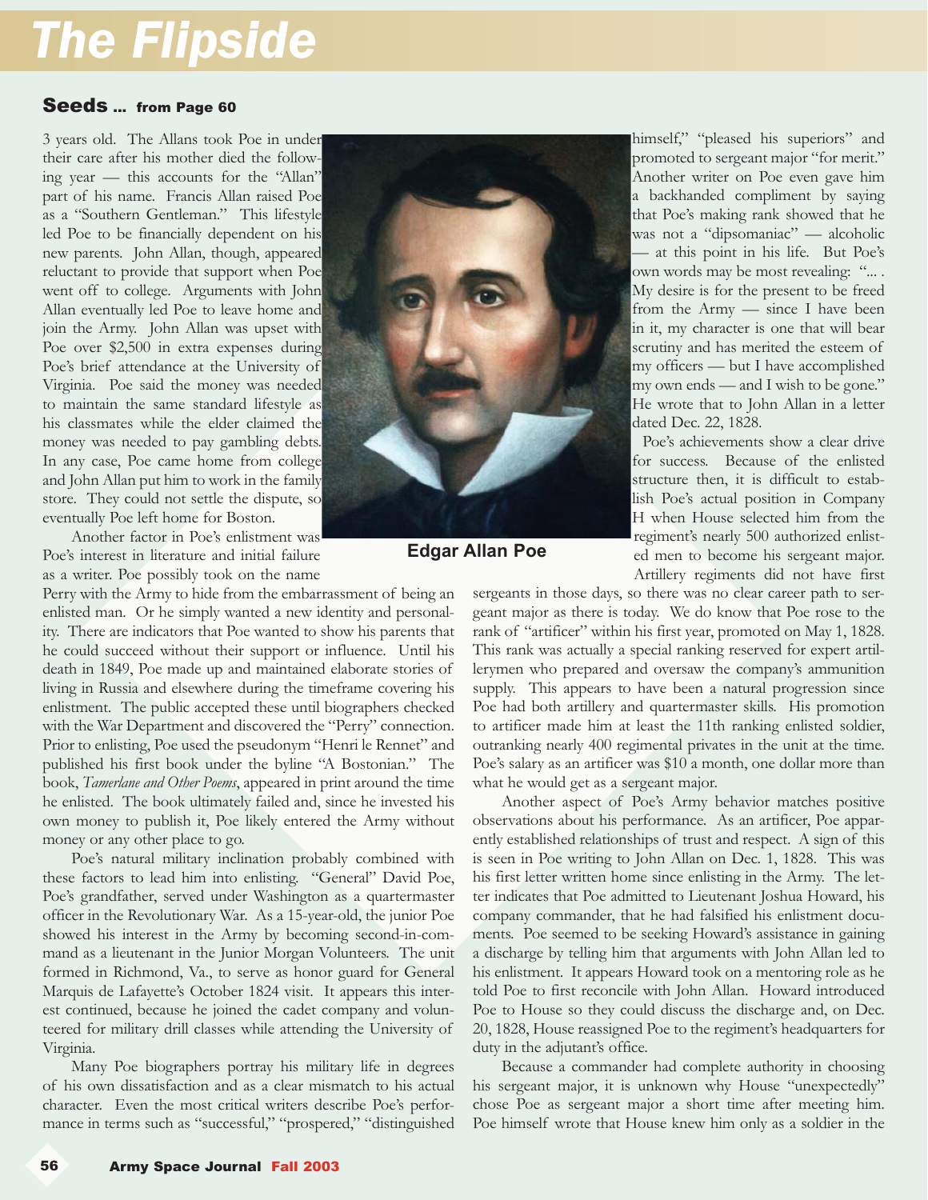## Seeds ... from Page 60

3 years old. The Allans took Poe in under their care after his mother died the following year — this accounts for the "Allan" part of his name. Francis Allan raised Poe as a "Southern Gentleman." This lifestyle led Poe to be financially dependent on his new parents. John Allan, though, appeared reluctant to provide that support when Poe went off to college. Arguments with John Allan eventually led Poe to leave home and join the Army. John Allan was upset with Poe over $2,500 in extra expenses during Poe's brief attendance at the University of Virginia. Poe said the money was needed to maintain the same standard lifestyle as his classmates while the elder claimed the money was needed to pay gambling debts. In any case, Poe came home from college and John Allan put him to work in the family store. They could not settle the dispute, so eventually Poe left home for Boston.

Another factor in Poe's enlistment was Poe's interest in literature and initial failure as a writer. Poe possibly took on the name Perry with the Army to hide from the embarrassment of being an enlisted man. Or he simply wanted a new identity and personality. There are indicators that Poe wanted to show his parents that he could succeed without their support or influence. Until his death in 1849, Poe made up and maintained elaborate stories of living in Russia and elsewhere during the timeframe covering his enlistment. The public accepted these until biographers checked with the War Department and discovered the "Perry" connection. Prior to enlisting, Poe used the pseudonym "Henri le Rennet" and published his first book under the byline "A Bostonian." The book, *Tamerlane and Other Poems*, appeared in print around the time he enlisted. The book ultimately failed and, since he invested his own money to publish it, Poe likely entered the Army without money or any other place to go.

Poe's natural military inclination probably combined with these factors to lead him into enlisting. "General" David Poe, Poe's grandfather, served under Washington as a quartermaster officer in the Revolutionary War. As a 15-year-old, the junior Poe showed his interest in the Army by becoming second-in-command as a lieutenant in the Junior Morgan Volunteers. The unit formed in Richmond, Va., to serve as honor guard for General Marquis de Lafayette's October 1824 visit. It appears this interest continued, because he joined the cadet company and volunteered for military drill classes while attending the University of Virginia.

Many Poe biographers portray his military life in degrees of his own dissatisfaction and as a clear mismatch to his actual character. Even the most critical writers describe Poe's performance in terms such as "successful," "prospered," "distinguished himself," "pleased his superiors" and promoted to sergeant major "for merit." Another writer on Poe even gave him a backhanded compliment by saying that Poe's making rank showed that he was not a "dipsomaniac" — alcoholic — at this point in his life. But Poe's own words may be most revealing: "... . My desire is for the present to be freed from the Army — since I have been in it, my character is one that will bear scrutiny and has merited the esteem of my officers — but I have accomplished my own ends — and I wish to be gone." He wrote that to John Allan in a letter dated Dec. 22, 1828.

Edgar Allan Poe

Poe's achievements show a clear drive for success. Because of the enlisted structure then, it is difficult to establish Poe's actual position in Company H when House selected him from the regiment's nearly 500 authorized enlisted men to become his sergeant major. Artillery regiments did not have first sergeants in those days, so there was no clear career path to sergeant major as there is today. We do know that Poe rose to the rank of "artificer" within his first year, promoted on May 1, 1828. This rank was actually a special ranking reserved for expert artillerymen who prepared and oversaw the company's ammunition supply. This appears to have been a natural progression since Poe had both artillery and quartermaster skills. His promotion to artificer made him at least the 11th ranking enlisted soldier, outranking nearly 400 regimental privates in the unit at the time. Poe's salary as an artificer was $10 a month, one dollar more than what he would get as a sergeant major.

Another aspect of Poe's Army behavior matches positive observations about his performance. As an artificer, Poe apparently established relationships of trust and respect. A sign of this is seen in Poe writing to John Allan on Dec. 1, 1828. This was his first letter written home since enlisting in the Army. The letter indicates that Poe admitted to Lieutenant Joshua Howard, his company commander, that he had falsified his enlistment documents. Poe seemed to be seeking Howard's assistance in gaining a discharge by telling him that arguments with John Allan led to his enlistment. It appears Howard took on a mentoring role as he told Poe to first reconcile with John Allan. Howard introduced Poe to House so they could discuss the discharge and, on Dec. 20, 1828, House reassigned Poe to the regiment's headquarters for duty in the adjutant's office.

Because a commander had complete authority in choosing his sergeant major, it is unknown why House "unexpectedly" chose Poe as sergeant major a short time after meeting him. Poe himself wrote that House knew him only as a soldier in the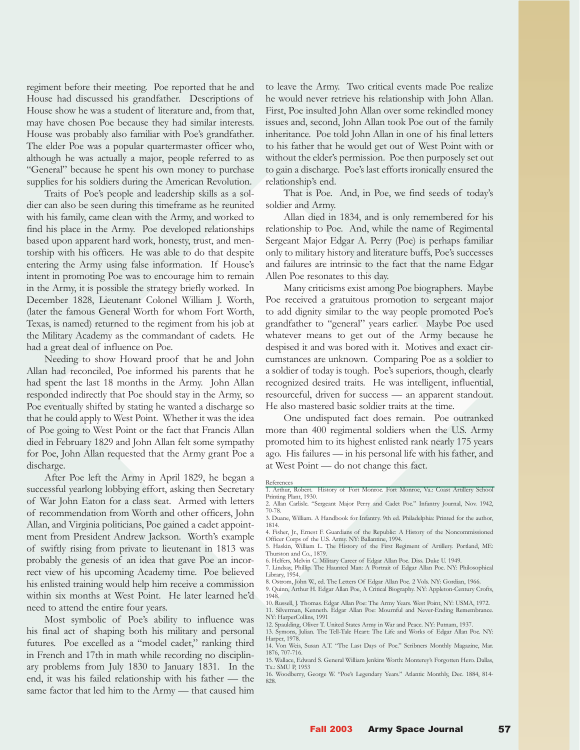regiment before their meeting. Poe reported that he and House had discussed his grandfather. Descriptions of House show he was a student of literature and, from that, may have chosen Poe because they had similar interests. House was probably also familiar with Poe's grandfather. The elder Poe was a popular quartermaster officer who, although he was actually a major, people referred to as "General" because he spent his own money to purchase supplies for his soldiers during the American Revolution.

Traits of Poe's people and leadership skills as a soldier can also be seen during this timeframe as he reunited with his family, came clean with the Army, and worked to find his place in the Army. Poe developed relationships based upon apparent hard work, honesty, trust, and mentorship with his officers. He was able to do that despite entering the Army using false information. If House's intent in promoting Poe was to encourage him to remain in the Army, it is possible the strategy briefly worked. In December 1828, Lieutenant Colonel William J. Worth, (later the famous General Worth for whom Fort Worth, Texas, is named) returned to the regiment from his job at the Military Academy as the commandant of cadets. He had a great deal of influence on Poe.

Needing to show Howard proof that he and John Allan had reconciled, Poe informed his parents that he had spent the last 18 months in the Army. John Allan responded indirectly that Poe should stay in the Army, so Poe eventually shifted by stating he wanted a discharge so that he could apply to West Point. Whether it was the idea of Poe going to West Point or the fact that Francis Allan died in February 1829 and John Allan felt some sympathy for Poe, John Allan requested that the Army grant Poe a discharge.

After Poe left the Army in April 1829, he began a successful yearlong lobbying effort, asking then Secretary of War John Eaton for a class seat. Armed with letters of recommendation from Worth and other officers, John Allan, and Virginia politicians, Poe gained a cadet appointment from President Andrew Jackson. Worth's example of swiftly rising from private to lieutenant in 1813 was probably the genesis of an idea that gave Poe an incorrect view of his upcoming Academy time. Poe believed his enlisted training would help him receive a commission within six months at West Point. He later learned he'd need to attend the entire four years.

Most symbolic of Poe's ability to influence was his final act of shaping both his military and personal futures. Poe excelled as a "model cadet," ranking third in French and 17th in math while recording no disciplinary problems from July 1830 to January 1831. In the end, it was his failed relationship with his father — the same factor that led him to the Army — that caused him to leave the Army. Two critical events made Poe realize he would never retrieve his relationship with John Allan. First, Poe insulted John Allan over some rekindled money issues and, second, John Allan took Poe out of the family inheritance. Poe told John Allan in one of his final letters to his father that he would get out of West Point with or without the elder's permission. Poe then purposely set out to gain a discharge. Poe's last efforts ironically ensured the relationship's end.

That is Poe. And, in Poe, we find seeds of today's soldier and Army.

Allan died in 1834, and is only remembered for his relationship to Poe. And, while the name of Regimental Sergeant Major Edgar A. Perry (Poe) is perhaps familiar only to military history and literature buffs, Poe's successes and failures are intrinsic to the fact that the name Edgar Allen Poe resonates to this day.

Many criticisms exist among Poe biographers. Maybe Poe received a gratuitous promotion to sergeant major to add dignity similar to the way people promoted Poe's grandfather to "general" years earlier. Maybe Poe used whatever means to get out of the Army because he despised it and was bored with it. Motives and exact circumstances are unknown. Comparing Poe as a soldier to a soldier of today is tough. Poe's superiors, though, clearly recognized desired traits. He was intelligent, influential, resourceful, driven for success — an apparent standout. He also mastered basic soldier traits at the time.

One undisputed fact does remain. Poe outranked more than 400 regimental soldiers when the U.S. Army promoted him to its highest enlisted rank nearly 175 years ago. His failures — in his personal life with his father, and at West Point — do not change this fact.

References

1. Arthur, Robert. History of Fort Monroe. Fort Monroe, Va.: Coast Artillery School Printing Plant, 1930.
2. Allan Carlisle. "Sergeant Major Perry and Cadet Poe." Infantry Journal, Nov. 1942, 70-78.
3. Duane, William. A Handbook for Infantry. 9th ed. Philadelphia: Printed for the author, 1814.
4. Fisher, Jr., Ernest F. Guardians of the Republic: A History of the Noncommissioned Officer Corps of the U.S. Army. NY: Ballantine, 1994.
5. Haskin, William L. The History of the First Regiment of Artillery. Portland, ME: Thurston and Co., 1879.
6. Helfers, Melvin C. Military Career of Edgar Allan Poe. Diss. Duke U. 1949.
7. Lindsay, Phillip. The Haunted Man: A Portrait of Edgar Allan Poe. NY: Philosophical Library, 1954.
8. Ostrom, John W., ed. The Letters Of Edgar Allan Poe. 2 Vols. NY: Gordian, 1966.
9. Quinn, Arthur H. Edgar Allan Poe, A Critical Biography. NY: Appleton-Century Crofts, 1948.
10. Russell, J. Thomas. Edgar Allan Poe: The Army Years. West Point, NY: USMA, 1972.
11. Silverman, Kenneth. Edgar Allan Poe: Mournful and Never-Ending Remembrance. NY: HarperCollins, 1991
12. Spaulding, Oliver T. United States Army in War and Peace. NY: Putnam, 1937.
13. Symons, Julian. The Tell-Tale Heart: The Life and Works of Edgar Allan Poe. NY: Harper, 1978.
14. Von Weis, Susan A.T. "The Last Days of Poe." Scribners Monthly Magazine, Mar. 1876, 707-716.
15. Wallace, Edward S. General William Jenkins Worth: Monterey's Forgotten Hero. Dallas, Tx.: SMU P, 1953
16. Woodberry, George W. "Poe's Legendary Years." Atlantic Monthly, Dec. 1884, 814-828.